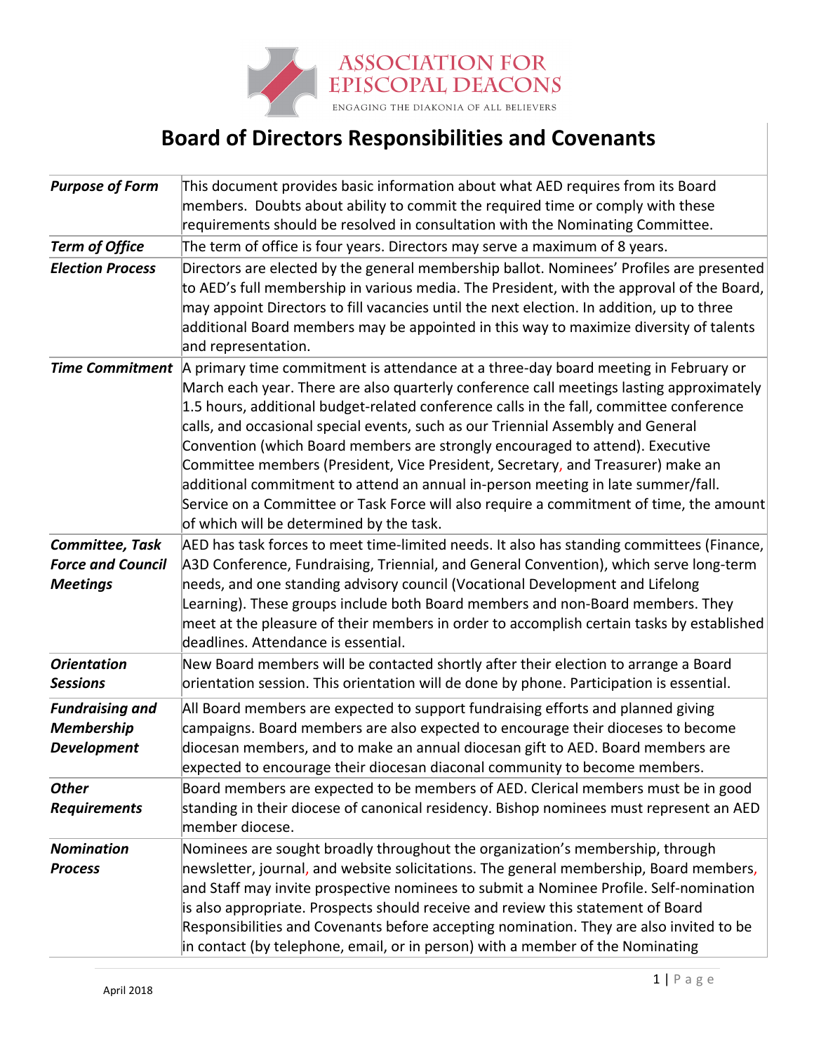ASSOCIATION FOR EPISCOPAL DEACONS

ENGAGING THE DIAKONIA OF ALL BELIEVERS

# Board of Directors Responsibilities and Covenants

| | |
|---|---|
| ***Purpose of Form*** | This document provides basic information about what AED requires from its Board members. Doubts about ability to commit the required time or comply with these requirements should be resolved in consultation with the Nominating Committee. |
| ***Term of Office*** | The term of office is four years. Directors may serve a maximum of 8 years. |
| ***Election Process*** | Directors are elected by the general membership ballot. Nominees' Profiles are presented to AED's full membership in various media. The President, with the approval of the Board, may appoint Directors to fill vacancies until the next election. In addition, up to three additional Board members may be appointed in this way to maximize diversity of talents and representation. |
| ***Time Commitment*** | A primary time commitment is attendance at a three-day board meeting in February or March each year. There are also quarterly conference call meetings lasting approximately 1.5 hours, additional budget-related conference calls in the fall, committee conference calls, and occasional special events, such as our Triennial Assembly and General Convention (which Board members are strongly encouraged to attend). Executive Committee members (President, Vice President, Secretary, and Treasurer) make an additional commitment to attend an annual in-person meeting in late summer/fall. Service on a Committee or Task Force will also require a commitment of time, the amount of which will be determined by the task. |
| ***Committee, Task Force and Council Meetings*** | AED has task forces to meet time-limited needs. It also has standing committees (Finance, A3D Conference, Fundraising, Triennial, and General Convention), which serve long-term needs, and one standing advisory council (Vocational Development and Lifelong Learning). These groups include both Board members and non-Board members. They meet at the pleasure of their members in order to accomplish certain tasks by established deadlines. Attendance is essential. |
| ***Orientation Sessions*** | New Board members will be contacted shortly after their election to arrange a Board orientation session. This orientation will de done by phone. Participation is essential. |
| ***Fundraising and Membership Development*** | All Board members are expected to support fundraising efforts and planned giving campaigns. Board members are also expected to encourage their dioceses to become diocesan members, and to make an annual diocesan gift to AED. Board members are expected to encourage their diocesan diaconal community to become members. |
| ***Other Requirements*** | Board members are expected to be members of AED. Clerical members must be in good standing in their diocese of canonical residency. Bishop nominees must represent an AED member diocese. |
| ***Nomination Process*** | Nominees are sought broadly throughout the organization's membership, through newsletter, journal, and website solicitations. The general membership, Board members, and Staff may invite prospective nominees to submit a Nominee Profile. Self-nomination is also appropriate. Prospects should receive and review this statement of Board Responsibilities and Covenants before accepting nomination. They are also invited to be in contact (by telephone, email, or in person) with a member of the Nominating |

April 2018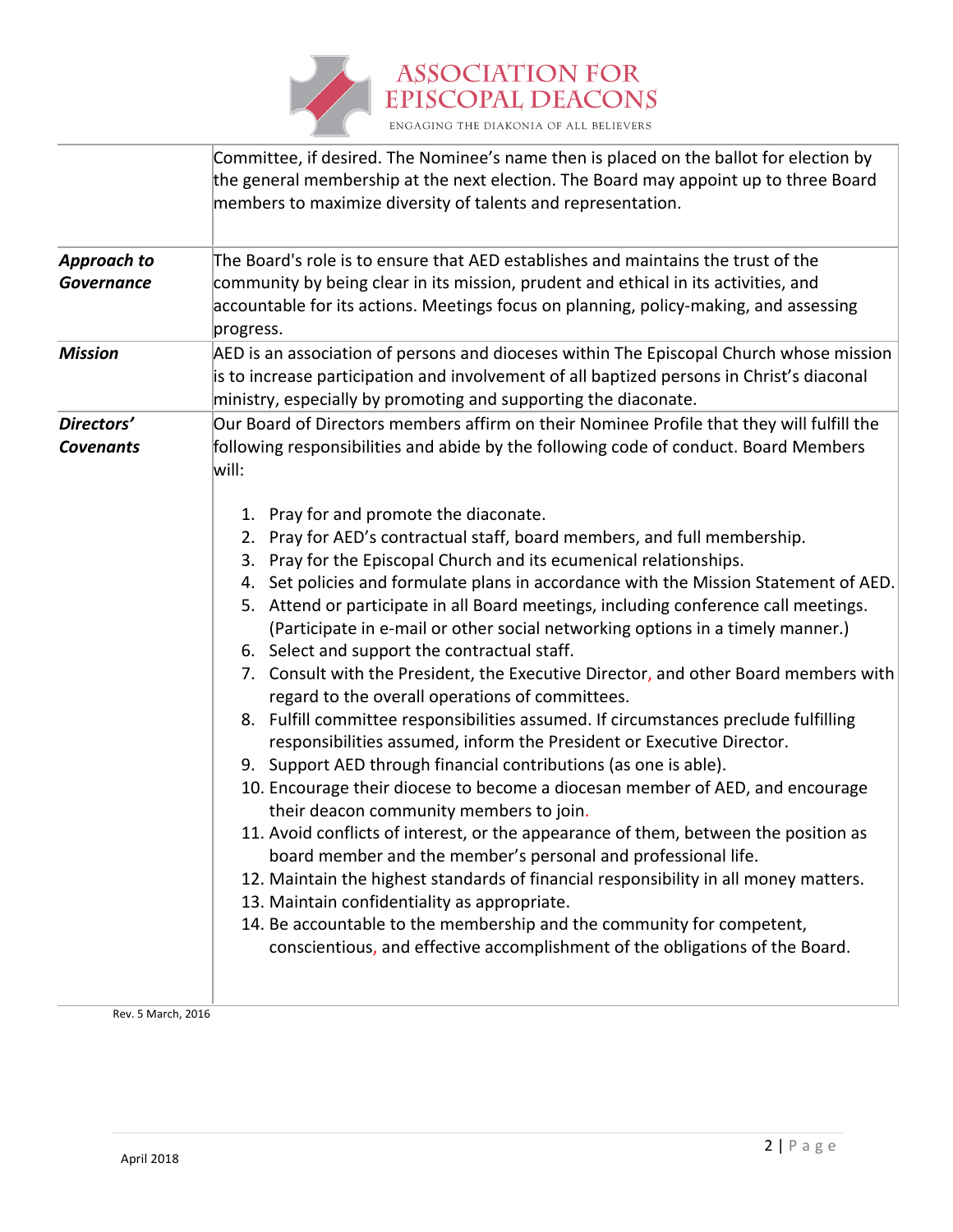| | |
|---|---|
| | Committee, if desired. The Nominee's name then is placed on the ballot for election by the general membership at the next election. The Board may appoint up to three Board members to maximize diversity of talents and representation. |
| ***Approach to Governance*** | The Board's role is to ensure that AED establishes and maintains the trust of the community by being clear in its mission, prudent and ethical in its activities, and accountable for its actions. Meetings focus on planning, policy-making, and assessing progress. |
| ***Mission*** | AED is an association of persons and dioceses within The Episcopal Church whose mission is to increase participation and involvement of all baptized persons in Christ's diaconal ministry, especially by promoting and supporting the diaconate. |
| ***Directors' Covenants*** | Our Board of Directors members affirm on their Nominee Profile that they will fulfill the following responsibilities and abide by the following code of conduct. Board Members will:<br><br>1. Pray for and promote the diaconate.<br>2. Pray for AED's contractual staff, board members, and full membership.<br>3. Pray for the Episcopal Church and its ecumenical relationships.<br>4. Set policies and formulate plans in accordance with the Mission Statement of AED.<br>5. Attend or participate in all Board meetings, including conference call meetings. (Participate in e-mail or other social networking options in a timely manner.)<br>6. Select and support the contractual staff.<br>7. Consult with the President, the Executive Director, and other Board members with regard to the overall operations of committees.<br>8. Fulfill committee responsibilities assumed. If circumstances preclude fulfilling responsibilities assumed, inform the President or Executive Director.<br>9. Support AED through financial contributions (as one is able).<br>10. Encourage their diocese to become a diocesan member of AED, and encourage their deacon community members to join.<br>11. Avoid conflicts of interest, or the appearance of them, between the position as board member and the member's personal and professional life.<br>12. Maintain the highest standards of financial responsibility in all money matters.<br>13. Maintain confidentiality as appropriate.<br>14. Be accountable to the membership and the community for competent, conscientious, and effective accomplishment of the obligations of the Board. |

Rev. 5 March, 2016

April 2018